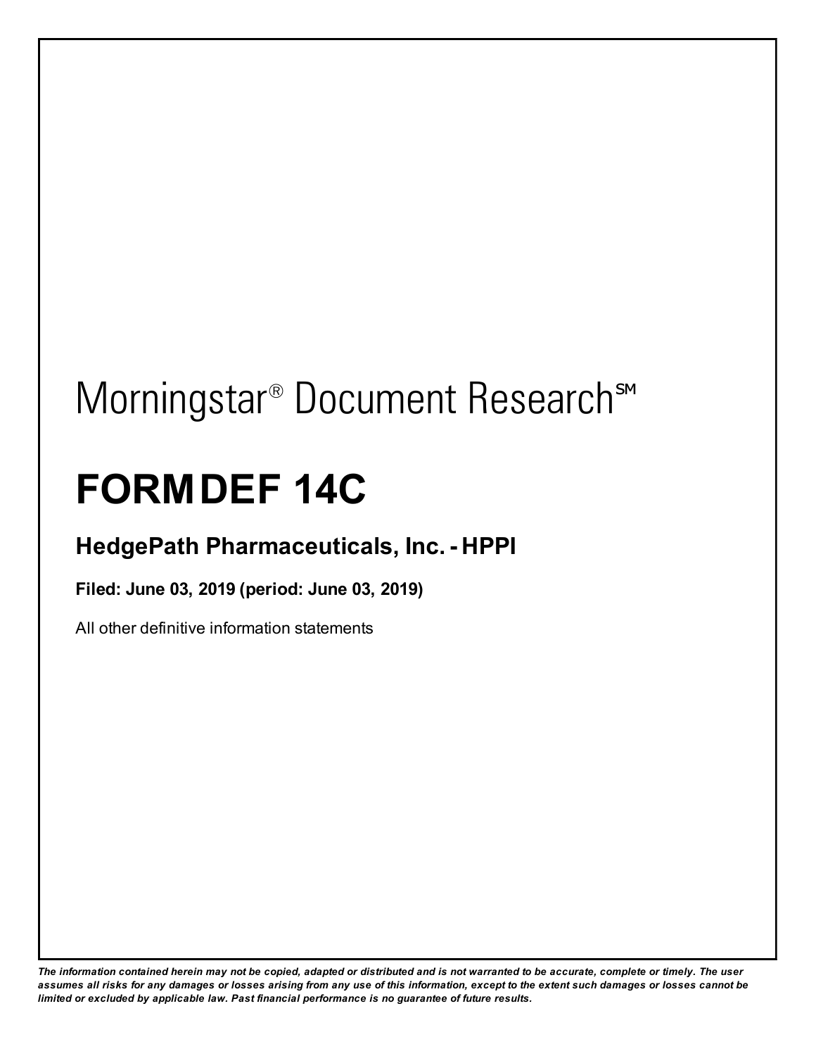# Morningstar® Document Research℠

# FORM DEF 14C

## HedgePath Pharmaceuticals, Inc. - HPPI

**Filed: June 03, 2019 (period: June 03, 2019)**

All other definitive information statements

***The information contained herein may not be copied, adapted or distributed and is not warranted to be accurate, complete or timely. The user assumes all risks for any damages or losses arising from any use of this information, except to the extent such damages or losses cannot be limited or excluded by applicable law. Past financial performance is no guarantee of future results.***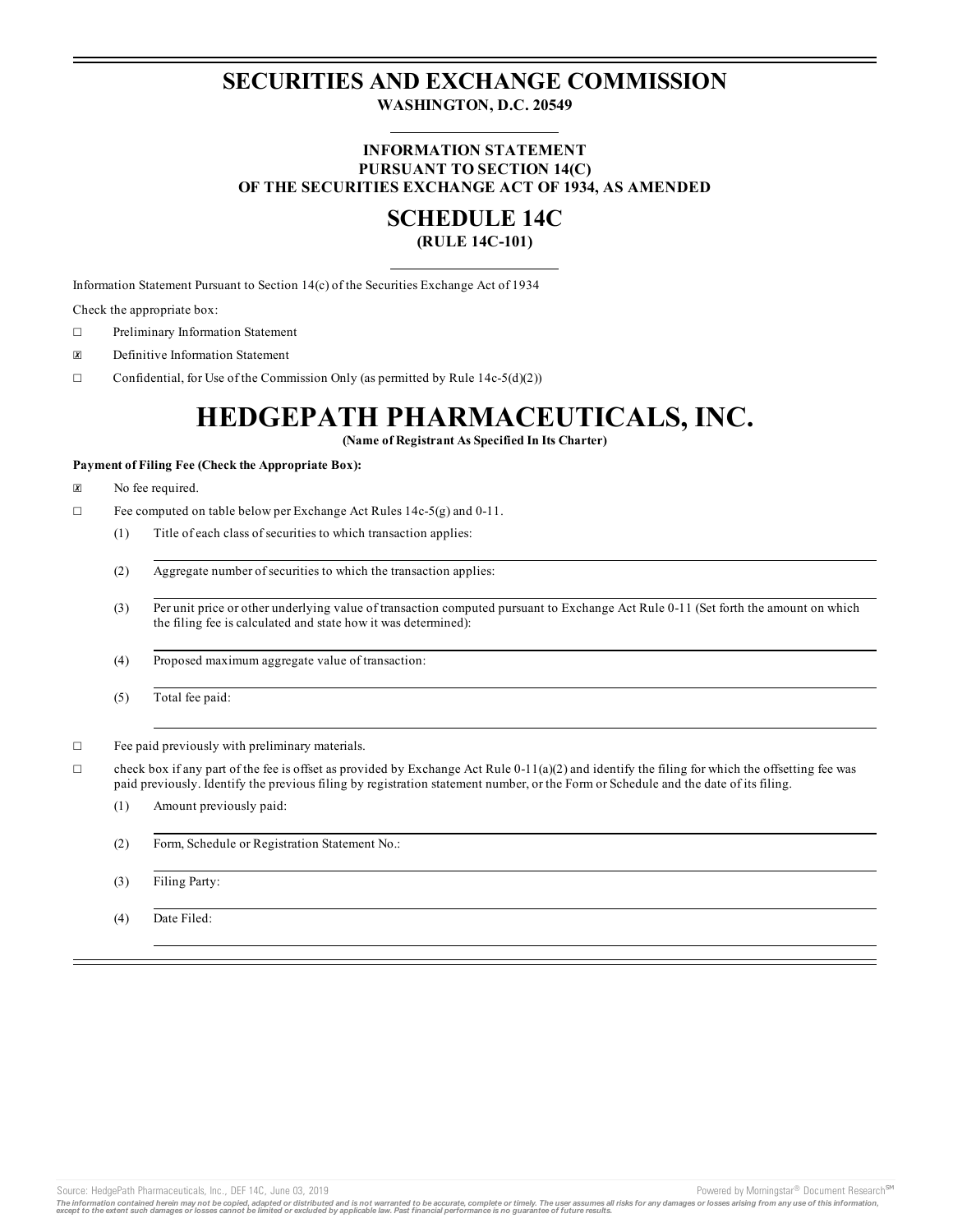# SECURITIES AND EXCHANGE COMMISSION

**WASHINGTON, D.C. 20549**

**INFORMATION STATEMENT**
**PURSUANT TO SECTION 14(C)**
**OF THE SECURITIES EXCHANGE ACT OF 1934, AS AMENDED**

# SCHEDULE 14C

**(RULE 14C-101)**

Information Statement Pursuant to Section 14(c) of the Securities Exchange Act of 1934

Check the appropriate box:

☐ Preliminary Information Statement

☒ Definitive Information Statement

☐ Confidential, for Use of the Commission Only (as permitted by Rule 14c-5(d)(2))

# HEDGEPATH PHARMACEUTICALS, INC.

**(Name of Registrant As Specified In Its Charter)**

**Payment of Filing Fee (Check the Appropriate Box):**

☒ No fee required.

☐ Fee computed on table below per Exchange Act Rules 14c-5(g) and 0-11.

(1) Title of each class of securities to which transaction applies:

(2) Aggregate number of securities to which the transaction applies:

(3) Per unit price or other underlying value of transaction computed pursuant to Exchange Act Rule 0-11 (Set forth the amount on which the filing fee is calculated and state how it was determined):

(4) Proposed maximum aggregate value of transaction:

(5) Total fee paid:

☐ Fee paid previously with preliminary materials.

☐ check box if any part of the fee is offset as provided by Exchange Act Rule 0-11(a)(2) and identify the filing for which the offsetting fee was paid previously. Identify the previous filing by registration statement number, or the Form or Schedule and the date of its filing.

(1) Amount previously paid:

(2) Form, Schedule or Registration Statement No.:

(3) Filing Party:

(4) Date Filed: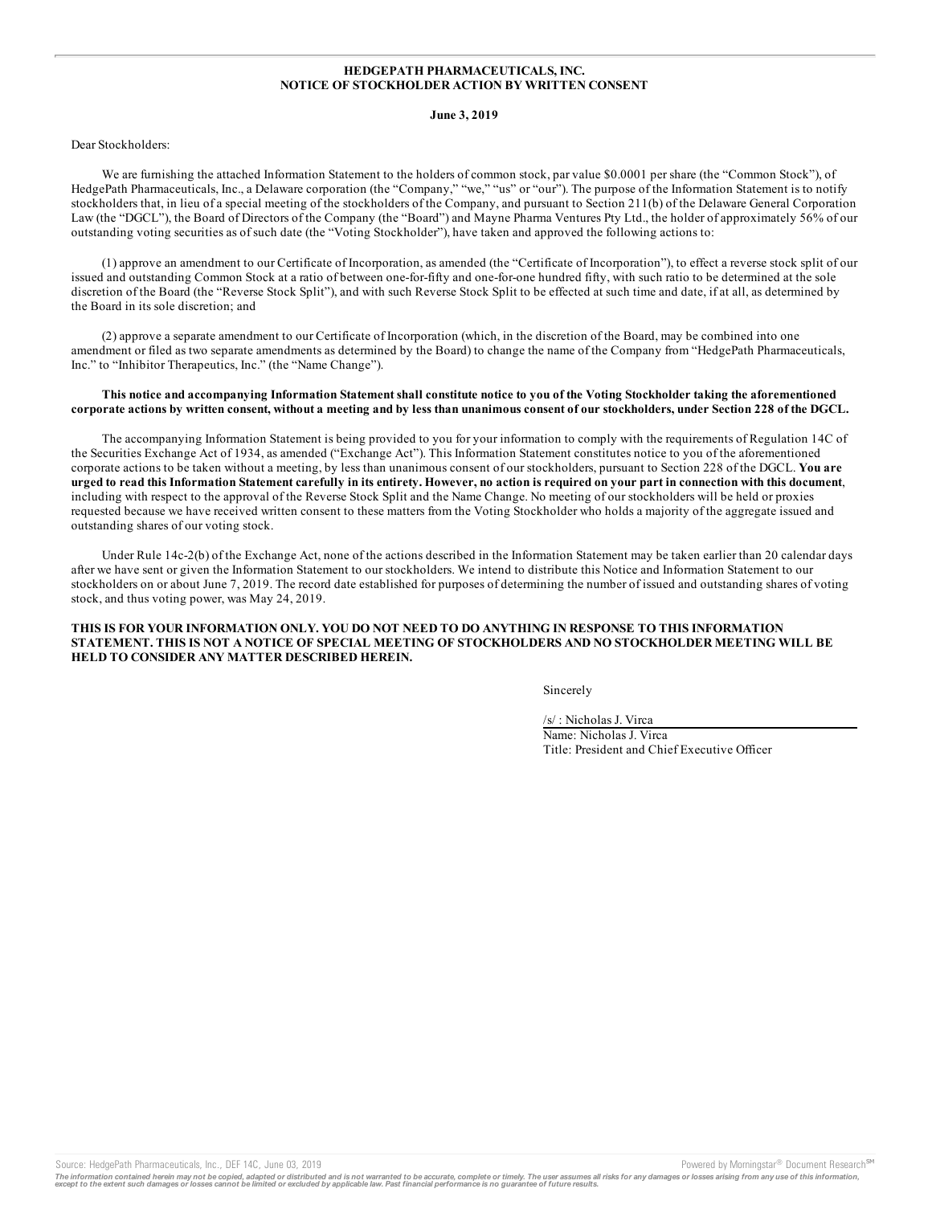**HEDGEPATH PHARMACEUTICALS, INC.**
**NOTICE OF STOCKHOLDER ACTION BY WRITTEN CONSENT**

**June 3, 2019**

Dear Stockholders:

We are furnishing the attached Information Statement to the holders of common stock, par value $0.0001 per share (the "Common Stock"), of HedgePath Pharmaceuticals, Inc., a Delaware corporation (the "Company," "we," "us" or "our"). The purpose of the Information Statement is to notify stockholders that, in lieu of a special meeting of the stockholders of the Company, and pursuant to Section 211(b) of the Delaware General Corporation Law (the "DGCL"), the Board of Directors of the Company (the "Board") and Mayne Pharma Ventures Pty Ltd., the holder of approximately 56% of our outstanding voting securities as of such date (the "Voting Stockholder"), have taken and approved the following actions to:

(1) approve an amendment to our Certificate of Incorporation, as amended (the "Certificate of Incorporation"), to effect a reverse stock split of our issued and outstanding Common Stock at a ratio of between one-for-fifty and one-for-one hundred fifty, with such ratio to be determined at the sole discretion of the Board (the "Reverse Stock Split"), and with such Reverse Stock Split to be effected at such time and date, if at all, as determined by the Board in its sole discretion; and

(2) approve a separate amendment to our Certificate of Incorporation (which, in the discretion of the Board, may be combined into one amendment or filed as two separate amendments as determined by the Board) to change the name of the Company from "HedgePath Pharmaceuticals, Inc." to "Inhibitor Therapeutics, Inc." (the "Name Change").

**This notice and accompanying Information Statement shall constitute notice to you of the Voting Stockholder taking the aforementioned corporate actions by written consent, without a meeting and by less than unanimous consent of our stockholders, under Section 228 of the DGCL.**

The accompanying Information Statement is being provided to you for your information to comply with the requirements of Regulation 14C of the Securities Exchange Act of 1934, as amended ("Exchange Act"). This Information Statement constitutes notice to you of the aforementioned corporate actions to be taken without a meeting, by less than unanimous consent of our stockholders, pursuant to Section 228 of the DGCL. **You are urged to read this Information Statement carefully in its entirety. However, no action is required on your part in connection with this document**, including with respect to the approval of the Reverse Stock Split and the Name Change. No meeting of our stockholders will be held or proxies requested because we have received written consent to these matters from the Voting Stockholder who holds a majority of the aggregate issued and outstanding shares of our voting stock.

Under Rule 14c-2(b) of the Exchange Act, none of the actions described in the Information Statement may be taken earlier than 20 calendar days after we have sent or given the Information Statement to our stockholders. We intend to distribute this Notice and Information Statement to our stockholders on or about June 7, 2019. The record date established for purposes of determining the number of issued and outstanding shares of voting stock, and thus voting power, was May 24, 2019.

**THIS IS FOR YOUR INFORMATION ONLY. YOU DO NOT NEED TO DO ANYTHING IN RESPONSE TO THIS INFORMATION STATEMENT. THIS IS NOT A NOTICE OF SPECIAL MEETING OF STOCKHOLDERS AND NO STOCKHOLDER MEETING WILL BE HELD TO CONSIDER ANY MATTER DESCRIBED HEREIN.**

Sincerely

/s/ : Nicholas J. Virca
Name: Nicholas J. Virca
Title: President and Chief Executive Officer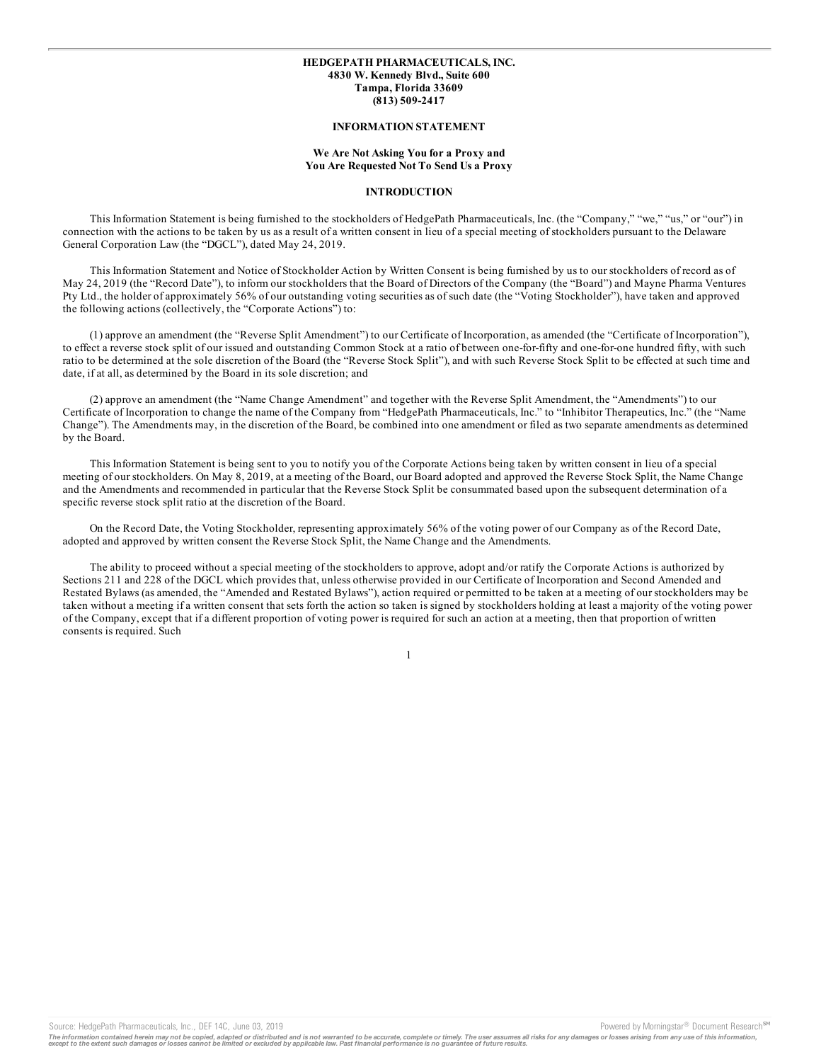**HEDGEPATH PHARMACEUTICALS, INC.**
**4830 W. Kennedy Blvd., Suite 600**
**Tampa, Florida 33609**
**(813) 509-2417**

## INFORMATION STATEMENT

**We Are Not Asking You for a Proxy and**
**You Are Requested Not To Send Us a Proxy**

## INTRODUCTION

This Information Statement is being furnished to the stockholders of HedgePath Pharmaceuticals, Inc. (the "Company," "we," "us," or "our") in connection with the actions to be taken by us as a result of a written consent in lieu of a special meeting of stockholders pursuant to the Delaware General Corporation Law (the "DGCL"), dated May 24, 2019.

This Information Statement and Notice of Stockholder Action by Written Consent is being furnished by us to our stockholders of record as of May 24, 2019 (the "Record Date"), to inform our stockholders that the Board of Directors of the Company (the "Board") and Mayne Pharma Ventures Pty Ltd., the holder of approximately 56% of our outstanding voting securities as of such date (the "Voting Stockholder"), have taken and approved the following actions (collectively, the "Corporate Actions") to:

(1) approve an amendment (the "Reverse Split Amendment") to our Certificate of Incorporation, as amended (the "Certificate of Incorporation"), to effect a reverse stock split of our issued and outstanding Common Stock at a ratio of between one-for-fifty and one-for-one hundred fifty, with such ratio to be determined at the sole discretion of the Board (the "Reverse Stock Split"), and with such Reverse Stock Split to be effected at such time and date, if at all, as determined by the Board in its sole discretion; and

(2) approve an amendment (the "Name Change Amendment" and together with the Reverse Split Amendment, the "Amendments") to our Certificate of Incorporation to change the name of the Company from "HedgePath Pharmaceuticals, Inc." to "Inhibitor Therapeutics, Inc." (the "Name Change"). The Amendments may, in the discretion of the Board, be combined into one amendment or filed as two separate amendments as determined by the Board.

This Information Statement is being sent to you to notify you of the Corporate Actions being taken by written consent in lieu of a special meeting of our stockholders. On May 8, 2019, at a meeting of the Board, our Board adopted and approved the Reverse Stock Split, the Name Change and the Amendments and recommended in particular that the Reverse Stock Split be consummated based upon the subsequent determination of a specific reverse stock split ratio at the discretion of the Board.

On the Record Date, the Voting Stockholder, representing approximately 56% of the voting power of our Company as of the Record Date, adopted and approved by written consent the Reverse Stock Split, the Name Change and the Amendments.

The ability to proceed without a special meeting of the stockholders to approve, adopt and/or ratify the Corporate Actions is authorized by Sections 211 and 228 of the DGCL which provides that, unless otherwise provided in our Certificate of Incorporation and Second Amended and Restated Bylaws (as amended, the "Amended and Restated Bylaws"), action required or permitted to be taken at a meeting of our stockholders may be taken without a meeting if a written consent that sets forth the action so taken is signed by stockholders holding at least a majority of the voting power of the Company, except that if a different proportion of voting power is required for such an action at a meeting, then that proportion of written consents is required. Such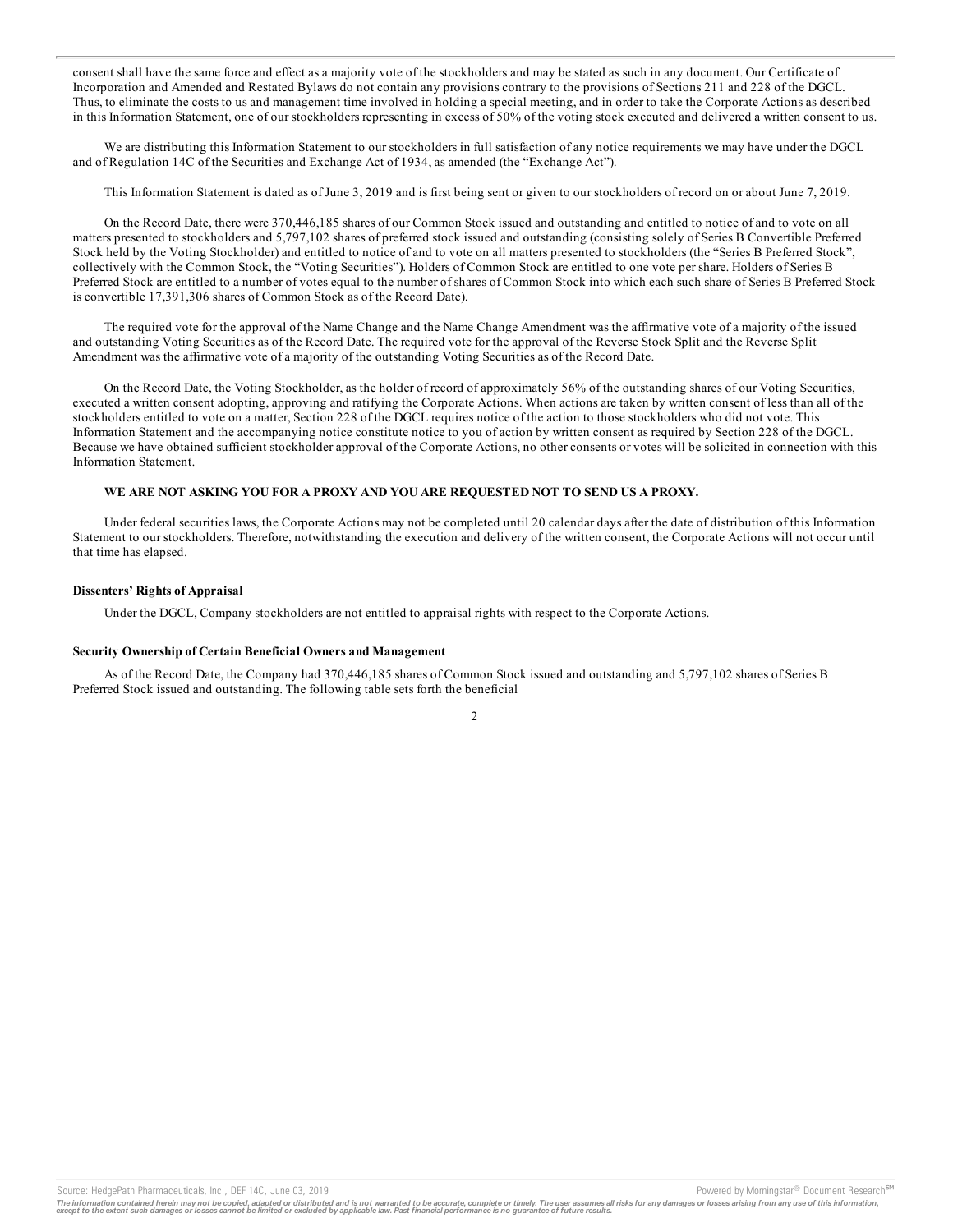consent shall have the same force and effect as a majority vote of the stockholders and may be stated as such in any document. Our Certificate of Incorporation and Amended and Restated Bylaws do not contain any provisions contrary to the provisions of Sections 211 and 228 of the DGCL. Thus, to eliminate the costs to us and management time involved in holding a special meeting, and in order to take the Corporate Actions as described in this Information Statement, one of our stockholders representing in excess of 50% of the voting stock executed and delivered a written consent to us.

We are distributing this Information Statement to our stockholders in full satisfaction of any notice requirements we may have under the DGCL and of Regulation 14C of the Securities and Exchange Act of 1934, as amended (the "Exchange Act").

This Information Statement is dated as of June 3, 2019 and is first being sent or given to our stockholders of record on or about June 7, 2019.

On the Record Date, there were 370,446,185 shares of our Common Stock issued and outstanding and entitled to notice of and to vote on all matters presented to stockholders and 5,797,102 shares of preferred stock issued and outstanding (consisting solely of Series B Convertible Preferred Stock held by the Voting Stockholder) and entitled to notice of and to vote on all matters presented to stockholders (the "Series B Preferred Stock", collectively with the Common Stock, the "Voting Securities"). Holders of Common Stock are entitled to one vote per share. Holders of Series B Preferred Stock are entitled to a number of votes equal to the number of shares of Common Stock into which each such share of Series B Preferred Stock is convertible 17,391,306 shares of Common Stock as of the Record Date).

The required vote for the approval of the Name Change and the Name Change Amendment was the affirmative vote of a majority of the issued and outstanding Voting Securities as of the Record Date. The required vote for the approval of the Reverse Stock Split and the Reverse Split Amendment was the affirmative vote of a majority of the outstanding Voting Securities as of the Record Date.

On the Record Date, the Voting Stockholder, as the holder of record of approximately 56% of the outstanding shares of our Voting Securities, executed a written consent adopting, approving and ratifying the Corporate Actions. When actions are taken by written consent of less than all of the stockholders entitled to vote on a matter, Section 228 of the DGCL requires notice of the action to those stockholders who did not vote. This Information Statement and the accompanying notice constitute notice to you of action by written consent as required by Section 228 of the DGCL. Because we have obtained sufficient stockholder approval of the Corporate Actions, no other consents or votes will be solicited in connection with this Information Statement.

**WE ARE NOT ASKING YOU FOR A PROXY AND YOU ARE REQUESTED NOT TO SEND US A PROXY.**

Under federal securities laws, the Corporate Actions may not be completed until 20 calendar days after the date of distribution of this Information Statement to our stockholders. Therefore, notwithstanding the execution and delivery of the written consent, the Corporate Actions will not occur until that time has elapsed.

#### Dissenters' Rights of Appraisal

Under the DGCL, Company stockholders are not entitled to appraisal rights with respect to the Corporate Actions.

#### Security Ownership of Certain Beneficial Owners and Management

As of the Record Date, the Company had 370,446,185 shares of Common Stock issued and outstanding and 5,797,102 shares of Series B Preferred Stock issued and outstanding. The following table sets forth the beneficial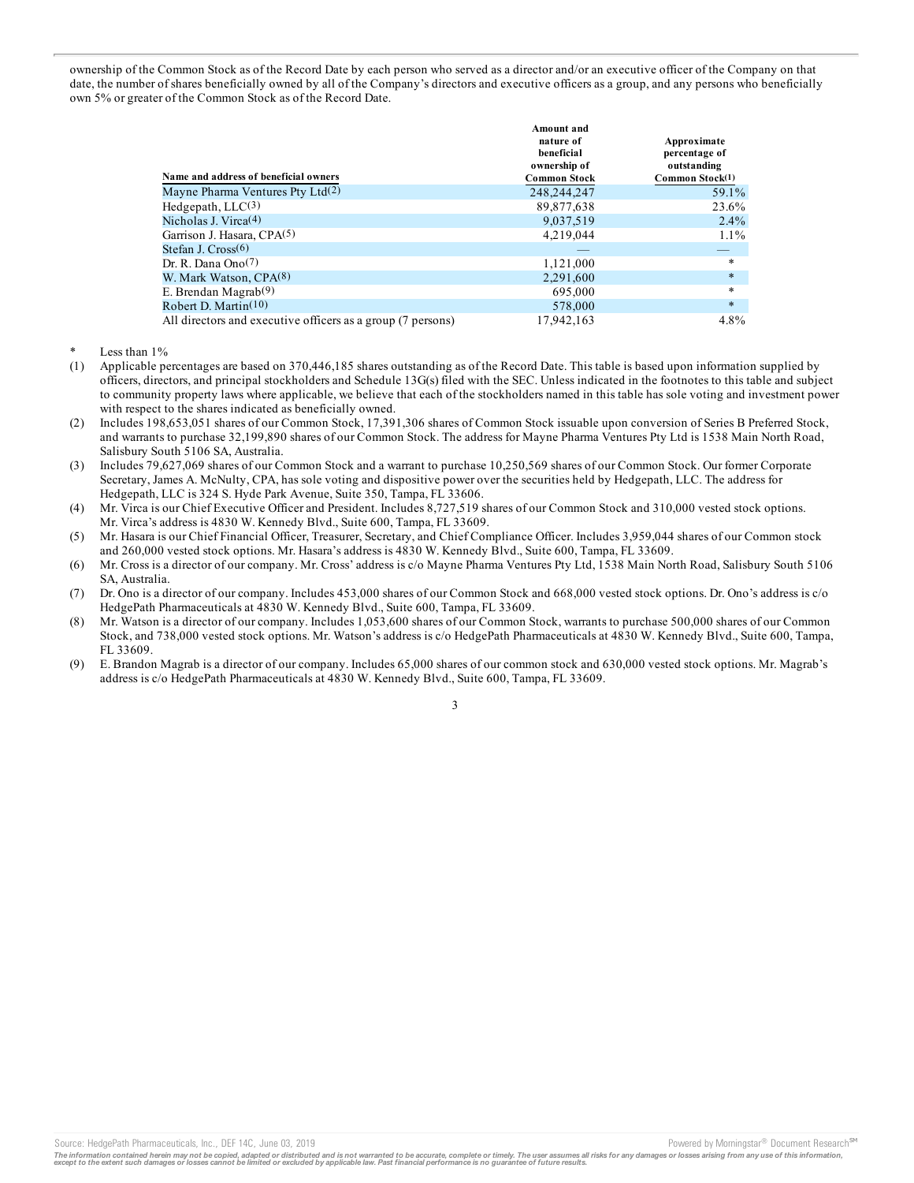ownership of the Common Stock as of the Record Date by each person who served as a director and/or an executive officer of the Company on that date, the number of shares beneficially owned by all of the Company's directors and executive officers as a group, and any persons who beneficially own 5% or greater of the Common Stock as of the Record Date.

| Name and address of beneficial owners | Amount and nature of beneficial ownership of Common Stock | Approximate percentage of outstanding Common Stock(1) |
|---|---|---|
| Mayne Pharma Ventures Pty Ltd(2) | 248,244,247 | 59.1% |
| Hedgepath, LLC(3) | 89,877,638 | 23.6% |
| Nicholas J. Virca(4) | 9,037,519 | 2.4% |
| Garrison J. Hasara, CPA(5) | 4,219,044 | 1.1% |
| Stefan J. Cross(6) | — | — |
| Dr. R. Dana Ono(7) | 1,121,000 | * |
| W. Mark Watson, CPA(8) | 2,291,600 | * |
| E. Brendan Magrab(9) | 695,000 | * |
| Robert D. Martin(10) | 578,000 | * |
| All directors and executive officers as a group (7 persons) | 17,942,163 | 4.8% |

\* Less than 1%

(1) Applicable percentages are based on 370,446,185 shares outstanding as of the Record Date. This table is based upon information supplied by officers, directors, and principal stockholders and Schedule 13G(s) filed with the SEC. Unless indicated in the footnotes to this table and subject to community property laws where applicable, we believe that each of the stockholders named in this table has sole voting and investment power with respect to the shares indicated as beneficially owned.

(2) Includes 198,653,051 shares of our Common Stock, 17,391,306 shares of Common Stock issuable upon conversion of Series B Preferred Stock, and warrants to purchase 32,199,890 shares of our Common Stock. The address for Mayne Pharma Ventures Pty Ltd is 1538 Main North Road, Salisbury South 5106 SA, Australia.

(3) Includes 79,627,069 shares of our Common Stock and a warrant to purchase 10,250,569 shares of our Common Stock. Our former Corporate Secretary, James A. McNulty, CPA, has sole voting and dispositive power over the securities held by Hedgepath, LLC. The address for Hedgepath, LLC is 324 S. Hyde Park Avenue, Suite 350, Tampa, FL 33606.

(4) Mr. Virca is our Chief Executive Officer and President. Includes 8,727,519 shares of our Common Stock and 310,000 vested stock options. Mr. Virca's address is 4830 W. Kennedy Blvd., Suite 600, Tampa, FL 33609.

(5) Mr. Hasara is our Chief Financial Officer, Treasurer, Secretary, and Chief Compliance Officer. Includes 3,959,044 shares of our Common stock and 260,000 vested stock options. Mr. Hasara's address is 4830 W. Kennedy Blvd., Suite 600, Tampa, FL 33609.

(6) Mr. Cross is a director of our company. Mr. Cross' address is c/o Mayne Pharma Ventures Pty Ltd, 1538 Main North Road, Salisbury South 5106 SA, Australia.

(7) Dr. Ono is a director of our company. Includes 453,000 shares of our Common Stock and 668,000 vested stock options. Dr. Ono's address is c/o HedgePath Pharmaceuticals at 4830 W. Kennedy Blvd., Suite 600, Tampa, FL 33609.

(8) Mr. Watson is a director of our company. Includes 1,053,600 shares of our Common Stock, warrants to purchase 500,000 shares of our Common Stock, and 738,000 vested stock options. Mr. Watson's address is c/o HedgePath Pharmaceuticals at 4830 W. Kennedy Blvd., Suite 600, Tampa, FL 33609.

(9) E. Brandon Magrab is a director of our company. Includes 65,000 shares of our common stock and 630,000 vested stock options. Mr. Magrab's address is c/o HedgePath Pharmaceuticals at 4830 W. Kennedy Blvd., Suite 600, Tampa, FL 33609.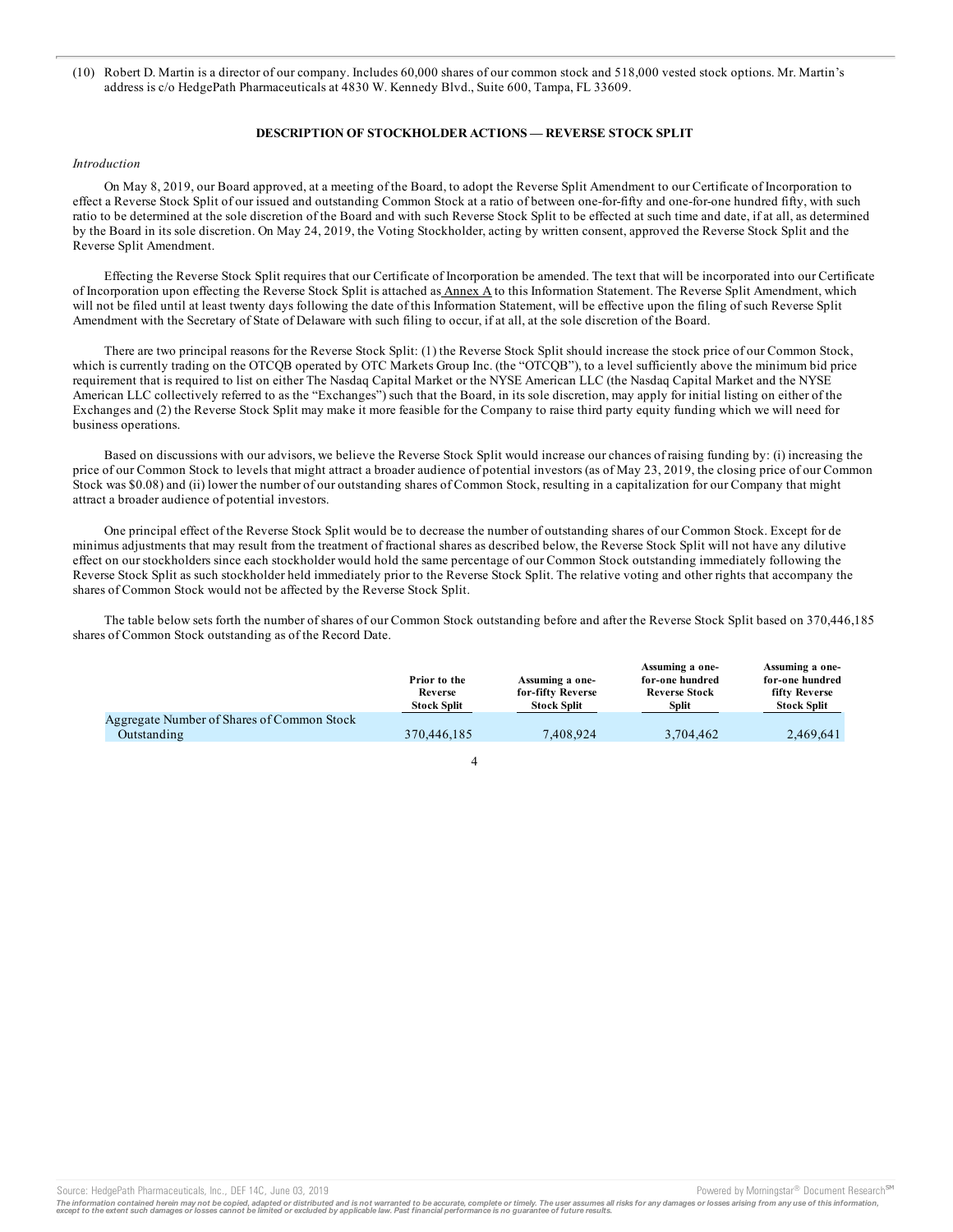(10) Robert D. Martin is a director of our company. Includes 60,000 shares of our common stock and 518,000 vested stock options. Mr. Martin's address is c/o HedgePath Pharmaceuticals at 4830 W. Kennedy Blvd., Suite 600, Tampa, FL 33609.

## DESCRIPTION OF STOCKHOLDER ACTIONS — REVERSE STOCK SPLIT

*Introduction*

On May 8, 2019, our Board approved, at a meeting of the Board, to adopt the Reverse Split Amendment to our Certificate of Incorporation to effect a Reverse Stock Split of our issued and outstanding Common Stock at a ratio of between one-for-fifty and one-for-one hundred fifty, with such ratio to be determined at the sole discretion of the Board and with such Reverse Stock Split to be effected at such time and date, if at all, as determined by the Board in its sole discretion. On May 24, 2019, the Voting Stockholder, acting by written consent, approved the Reverse Stock Split and the Reverse Split Amendment.

Effecting the Reverse Stock Split requires that our Certificate of Incorporation be amended. The text that will be incorporated into our Certificate of Incorporation upon effecting the Reverse Stock Split is attached as Annex A to this Information Statement. The Reverse Split Amendment, which will not be filed until at least twenty days following the date of this Information Statement, will be effective upon the filing of such Reverse Split Amendment with the Secretary of State of Delaware with such filing to occur, if at all, at the sole discretion of the Board.

There are two principal reasons for the Reverse Stock Split: (1) the Reverse Stock Split should increase the stock price of our Common Stock, which is currently trading on the OTCQB operated by OTC Markets Group Inc. (the "OTCQB"), to a level sufficiently above the minimum bid price requirement that is required to list on either The Nasdaq Capital Market or the NYSE American LLC (the Nasdaq Capital Market and the NYSE American LLC collectively referred to as the "Exchanges") such that the Board, in its sole discretion, may apply for initial listing on either of the Exchanges and (2) the Reverse Stock Split may make it more feasible for the Company to raise third party equity funding which we will need for business operations.

Based on discussions with our advisors, we believe the Reverse Stock Split would increase our chances of raising funding by: (i) increasing the price of our Common Stock to levels that might attract a broader audience of potential investors (as of May 23, 2019, the closing price of our Common Stock was $0.08) and (ii) lower the number of our outstanding shares of Common Stock, resulting in a capitalization for our Company that might attract a broader audience of potential investors.

One principal effect of the Reverse Stock Split would be to decrease the number of outstanding shares of our Common Stock. Except for de minimus adjustments that may result from the treatment of fractional shares as described below, the Reverse Stock Split will not have any dilutive effect on our stockholders since each stockholder would hold the same percentage of our Common Stock outstanding immediately following the Reverse Stock Split as such stockholder held immediately prior to the Reverse Stock Split. The relative voting and other rights that accompany the shares of Common Stock would not be affected by the Reverse Stock Split.

The table below sets forth the number of shares of our Common Stock outstanding before and after the Reverse Stock Split based on 370,446,185 shares of Common Stock outstanding as of the Record Date.

| | Prior to the Reverse Stock Split | Assuming a one-for-fifty Reverse Stock Split | Assuming a one-for-one hundred Reverse Stock Split | Assuming a one-for-one hundred fifty Reverse Stock Split |
|---|---|---|---|---|
| Aggregate Number of Shares of Common Stock Outstanding | 370,446,185 | 7,408,924 | 3,704,462 | 2,469,641 |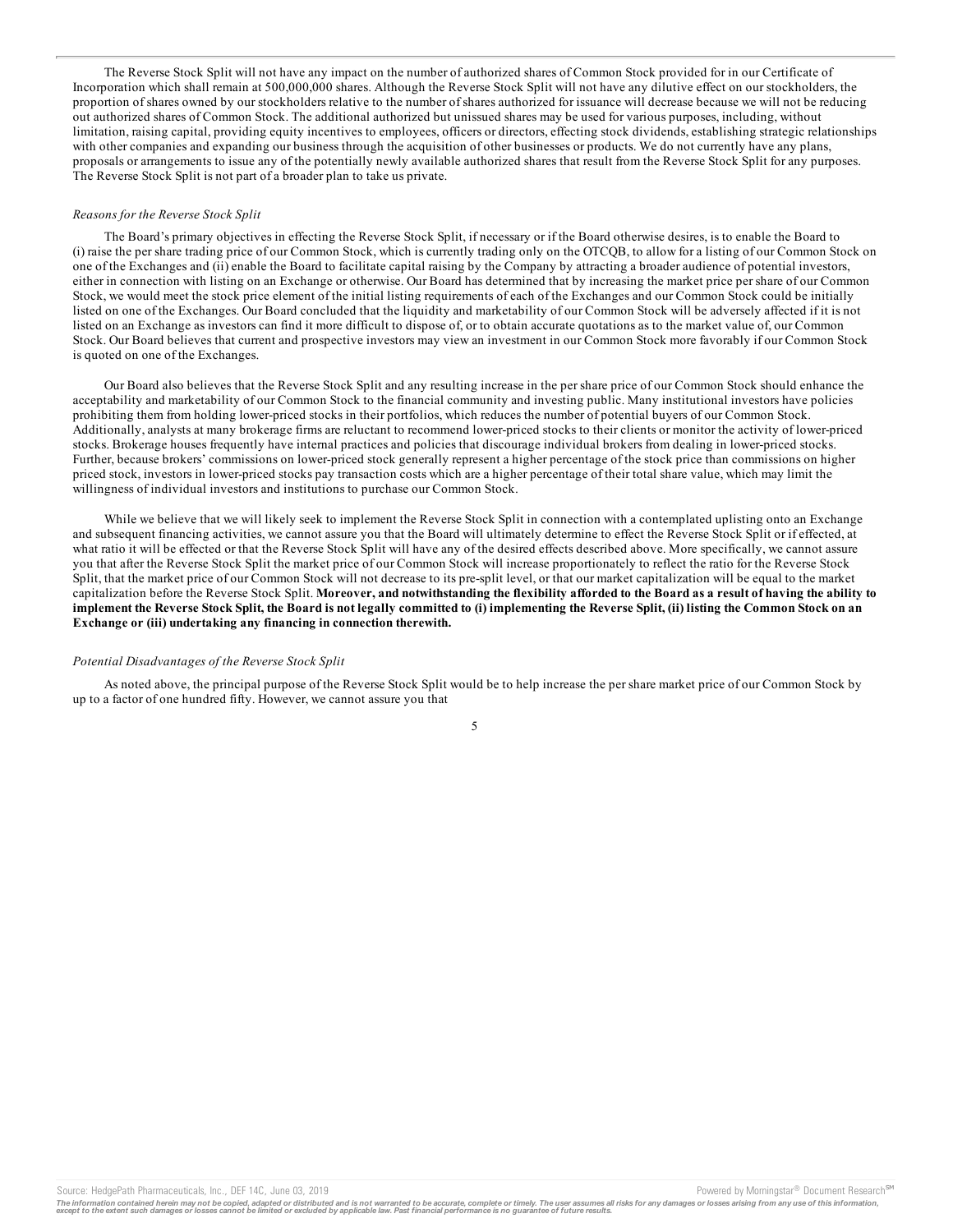The Reverse Stock Split will not have any impact on the number of authorized shares of Common Stock provided for in our Certificate of Incorporation which shall remain at 500,000,000 shares. Although the Reverse Stock Split will not have any dilutive effect on our stockholders, the proportion of shares owned by our stockholders relative to the number of shares authorized for issuance will decrease because we will not be reducing out authorized shares of Common Stock. The additional authorized but unissued shares may be used for various purposes, including, without limitation, raising capital, providing equity incentives to employees, officers or directors, effecting stock dividends, establishing strategic relationships with other companies and expanding our business through the acquisition of other businesses or products. We do not currently have any plans, proposals or arrangements to issue any of the potentially newly available authorized shares that result from the Reverse Stock Split for any purposes. The Reverse Stock Split is not part of a broader plan to take us private.

*Reasons for the Reverse Stock Split*

The Board's primary objectives in effecting the Reverse Stock Split, if necessary or if the Board otherwise desires, is to enable the Board to (i) raise the per share trading price of our Common Stock, which is currently trading only on the OTCQB, to allow for a listing of our Common Stock on one of the Exchanges and (ii) enable the Board to facilitate capital raising by the Company by attracting a broader audience of potential investors, either in connection with listing on an Exchange or otherwise. Our Board has determined that by increasing the market price per share of our Common Stock, we would meet the stock price element of the initial listing requirements of each of the Exchanges and our Common Stock could be initially listed on one of the Exchanges. Our Board concluded that the liquidity and marketability of our Common Stock will be adversely affected if it is not listed on an Exchange as investors can find it more difficult to dispose of, or to obtain accurate quotations as to the market value of, our Common Stock. Our Board believes that current and prospective investors may view an investment in our Common Stock more favorably if our Common Stock is quoted on one of the Exchanges.

Our Board also believes that the Reverse Stock Split and any resulting increase in the per share price of our Common Stock should enhance the acceptability and marketability of our Common Stock to the financial community and investing public. Many institutional investors have policies prohibiting them from holding lower-priced stocks in their portfolios, which reduces the number of potential buyers of our Common Stock. Additionally, analysts at many brokerage firms are reluctant to recommend lower-priced stocks to their clients or monitor the activity of lower-priced stocks. Brokerage houses frequently have internal practices and policies that discourage individual brokers from dealing in lower-priced stocks. Further, because brokers' commissions on lower-priced stock generally represent a higher percentage of the stock price than commissions on higher priced stock, investors in lower-priced stocks pay transaction costs which are a higher percentage of their total share value, which may limit the willingness of individual investors and institutions to purchase our Common Stock.

While we believe that we will likely seek to implement the Reverse Stock Split in connection with a contemplated uplisting onto an Exchange and subsequent financing activities, we cannot assure you that the Board will ultimately determine to effect the Reverse Stock Split or if effected, at what ratio it will be effected or that the Reverse Stock Split will have any of the desired effects described above. More specifically, we cannot assure you that after the Reverse Stock Split the market price of our Common Stock will increase proportionately to reflect the ratio for the Reverse Stock Split, that the market price of our Common Stock will not decrease to its pre-split level, or that our market capitalization will be equal to the market capitalization before the Reverse Stock Split. **Moreover, and notwithstanding the flexibility afforded to the Board as a result of having the ability to implement the Reverse Stock Split, the Board is not legally committed to (i) implementing the Reverse Split, (ii) listing the Common Stock on an Exchange or (iii) undertaking any financing in connection therewith.**

*Potential Disadvantages of the Reverse Stock Split*

As noted above, the principal purpose of the Reverse Stock Split would be to help increase the per share market price of our Common Stock by up to a factor of one hundred fifty. However, we cannot assure you that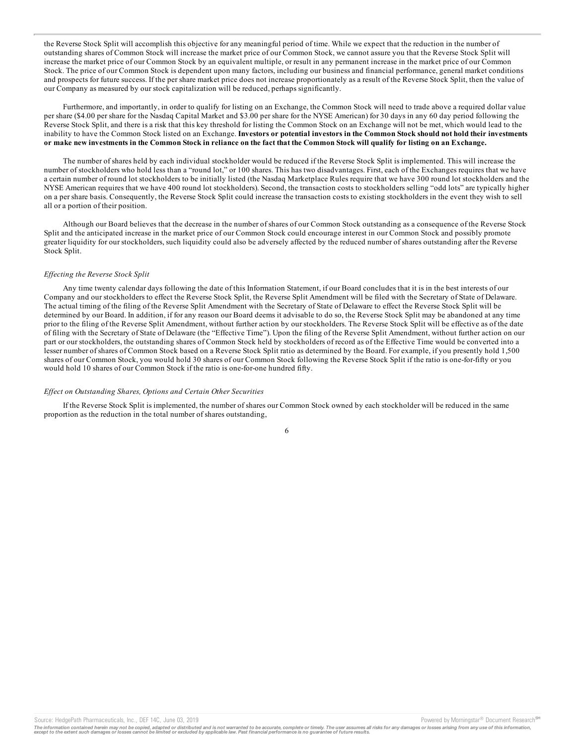the Reverse Stock Split will accomplish this objective for any meaningful period of time. While we expect that the reduction in the number of outstanding shares of Common Stock will increase the market price of our Common Stock, we cannot assure you that the Reverse Stock Split will increase the market price of our Common Stock by an equivalent multiple, or result in any permanent increase in the market price of our Common Stock. The price of our Common Stock is dependent upon many factors, including our business and financial performance, general market conditions and prospects for future success. If the per share market price does not increase proportionately as a result of the Reverse Stock Split, then the value of our Company as measured by our stock capitalization will be reduced, perhaps significantly.

Furthermore, and importantly, in order to qualify for listing on an Exchange, the Common Stock will need to trade above a required dollar value per share ($4.00 per share for the Nasdaq Capital Market and $3.00 per share for the NYSE American) for 30 days in any 60 day period following the Reverse Stock Split, and there is a risk that this key threshold for listing the Common Stock on an Exchange will not be met, which would lead to the inability to have the Common Stock listed on an Exchange. **Investors or potential investors in the Common Stock should not hold their investments or make new investments in the Common Stock in reliance on the fact that the Common Stock will qualify for listing on an Exchange.**

The number of shares held by each individual stockholder would be reduced if the Reverse Stock Split is implemented. This will increase the number of stockholders who hold less than a "round lot," or 100 shares. This has two disadvantages. First, each of the Exchanges requires that we have a certain number of round lot stockholders to be initially listed (the Nasdaq Marketplace Rules require that we have 300 round lot stockholders and the NYSE American requires that we have 400 round lot stockholders). Second, the transaction costs to stockholders selling "odd lots" are typically higher on a per share basis. Consequently, the Reverse Stock Split could increase the transaction costs to existing stockholders in the event they wish to sell all or a portion of their position.

Although our Board believes that the decrease in the number of shares of our Common Stock outstanding as a consequence of the Reverse Stock Split and the anticipated increase in the market price of our Common Stock could encourage interest in our Common Stock and possibly promote greater liquidity for our stockholders, such liquidity could also be adversely affected by the reduced number of shares outstanding after the Reverse Stock Split.

*Effecting the Reverse Stock Split*

Any time twenty calendar days following the date of this Information Statement, if our Board concludes that it is in the best interests of our Company and our stockholders to effect the Reverse Stock Split, the Reverse Split Amendment will be filed with the Secretary of State of Delaware. The actual timing of the filing of the Reverse Split Amendment with the Secretary of State of Delaware to effect the Reverse Stock Split will be determined by our Board. In addition, if for any reason our Board deems it advisable to do so, the Reverse Stock Split may be abandoned at any time prior to the filing of the Reverse Split Amendment, without further action by our stockholders. The Reverse Stock Split will be effective as of the date of filing with the Secretary of State of Delaware (the "Effective Time"). Upon the filing of the Reverse Split Amendment, without further action on our part or our stockholders, the outstanding shares of Common Stock held by stockholders of record as of the Effective Time would be converted into a lesser number of shares of Common Stock based on a Reverse Stock Split ratio as determined by the Board. For example, if you presently hold 1,500 shares of our Common Stock, you would hold 30 shares of our Common Stock following the Reverse Stock Split if the ratio is one-for-fifty or you would hold 10 shares of our Common Stock if the ratio is one-for-one hundred fifty.

*Effect on Outstanding Shares, Options and Certain Other Securities*

If the Reverse Stock Split is implemented, the number of shares our Common Stock owned by each stockholder will be reduced in the same proportion as the reduction in the total number of shares outstanding,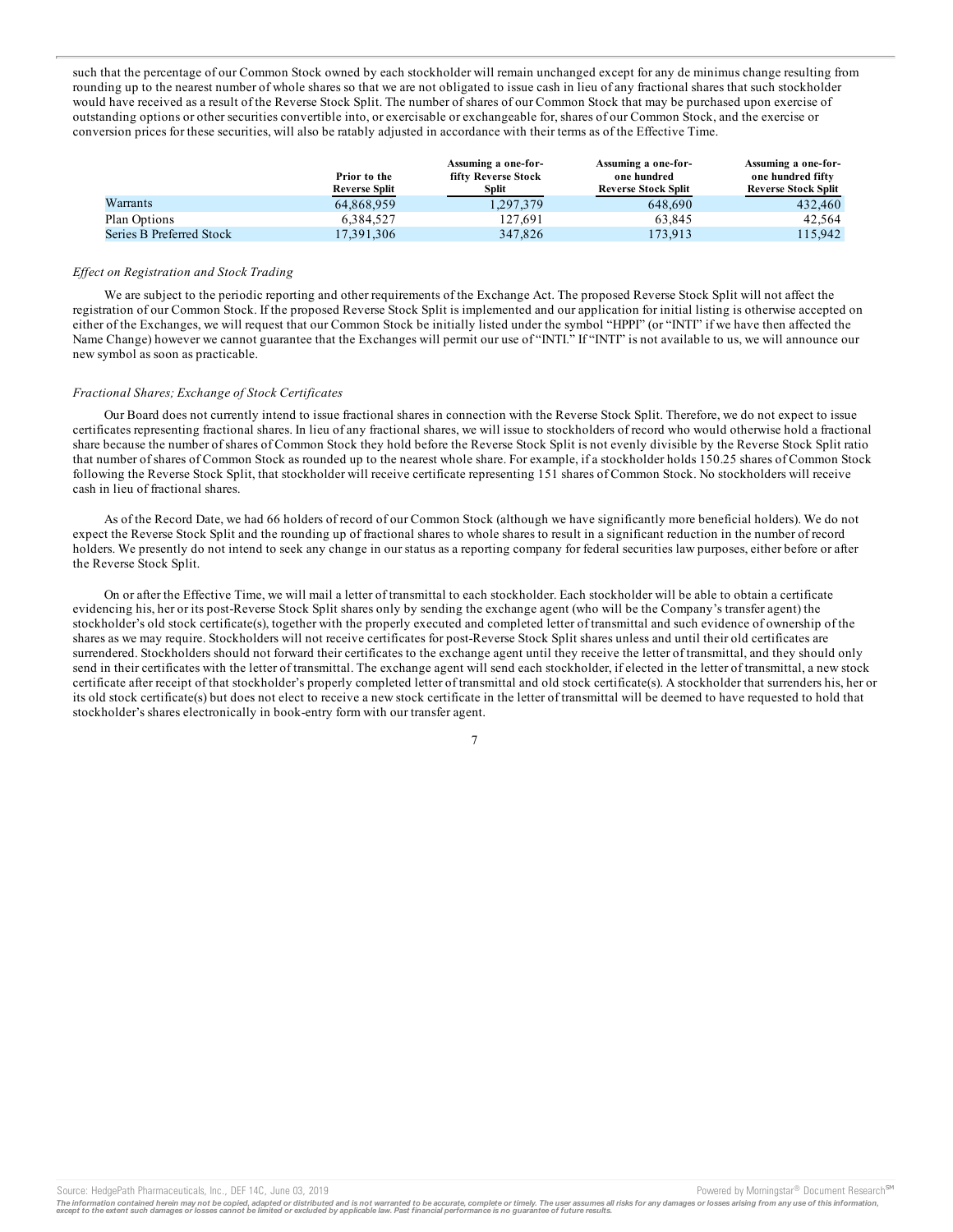such that the percentage of our Common Stock owned by each stockholder will remain unchanged except for any de minimus change resulting from rounding up to the nearest number of whole shares so that we are not obligated to issue cash in lieu of any fractional shares that such stockholder would have received as a result of the Reverse Stock Split. The number of shares of our Common Stock that may be purchased upon exercise of outstanding options or other securities convertible into, or exercisable or exchangeable for, shares of our Common Stock, and the exercise or conversion prices for these securities, will also be ratably adjusted in accordance with their terms as of the Effective Time.

| | Prior to the Reverse Split | Assuming a one-for-fifty Reverse Stock Split | Assuming a one-for-one hundred Reverse Stock Split | Assuming a one-for-one hundred fifty Reverse Stock Split |
|---|---|---|---|---|
| Warrants | 64,868,959 | 1,297,379 | 648,690 | 432,460 |
| Plan Options | 6,384,527 | 127,691 | 63,845 | 42,564 |
| Series B Preferred Stock | 17,391,306 | 347,826 | 173,913 | 115,942 |

*Effect on Registration and Stock Trading*

We are subject to the periodic reporting and other requirements of the Exchange Act. The proposed Reverse Stock Split will not affect the registration of our Common Stock. If the proposed Reverse Stock Split is implemented and our application for initial listing is otherwise accepted on either of the Exchanges, we will request that our Common Stock be initially listed under the symbol "HPPI" (or "INTI" if we have then affected the Name Change) however we cannot guarantee that the Exchanges will permit our use of "INTI." If "INTI" is not available to us, we will announce our new symbol as soon as practicable.

*Fractional Shares; Exchange of Stock Certificates*

Our Board does not currently intend to issue fractional shares in connection with the Reverse Stock Split. Therefore, we do not expect to issue certificates representing fractional shares. In lieu of any fractional shares, we will issue to stockholders of record who would otherwise hold a fractional share because the number of shares of Common Stock they hold before the Reverse Stock Split is not evenly divisible by the Reverse Stock Split ratio that number of shares of Common Stock as rounded up to the nearest whole share. For example, if a stockholder holds 150.25 shares of Common Stock following the Reverse Stock Split, that stockholder will receive certificate representing 151 shares of Common Stock. No stockholders will receive cash in lieu of fractional shares.

As of the Record Date, we had 66 holders of record of our Common Stock (although we have significantly more beneficial holders). We do not expect the Reverse Stock Split and the rounding up of fractional shares to whole shares to result in a significant reduction in the number of record holders. We presently do not intend to seek any change in our status as a reporting company for federal securities law purposes, either before or after the Reverse Stock Split.

On or after the Effective Time, we will mail a letter of transmittal to each stockholder. Each stockholder will be able to obtain a certificate evidencing his, her or its post-Reverse Stock Split shares only by sending the exchange agent (who will be the Company's transfer agent) the stockholder's old stock certificate(s), together with the properly executed and completed letter of transmittal and such evidence of ownership of the shares as we may require. Stockholders will not receive certificates for post-Reverse Stock Split shares unless and until their old certificates are surrendered. Stockholders should not forward their certificates to the exchange agent until they receive the letter of transmittal, and they should only send in their certificates with the letter of transmittal. The exchange agent will send each stockholder, if elected in the letter of transmittal, a new stock certificate after receipt of that stockholder's properly completed letter of transmittal and old stock certificate(s). A stockholder that surrenders his, her or its old stock certificate(s) but does not elect to receive a new stock certificate in the letter of transmittal will be deemed to have requested to hold that stockholder's shares electronically in book-entry form with our transfer agent.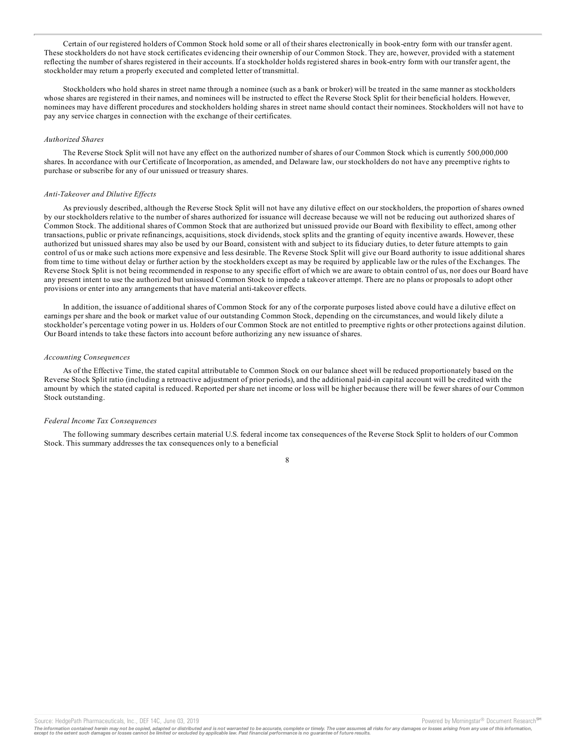Certain of our registered holders of Common Stock hold some or all of their shares electronically in book-entry form with our transfer agent. These stockholders do not have stock certificates evidencing their ownership of our Common Stock. They are, however, provided with a statement reflecting the number of shares registered in their accounts. If a stockholder holds registered shares in book-entry form with our transfer agent, the stockholder may return a properly executed and completed letter of transmittal.

Stockholders who hold shares in street name through a nominee (such as a bank or broker) will be treated in the same manner as stockholders whose shares are registered in their names, and nominees will be instructed to effect the Reverse Stock Split for their beneficial holders. However, nominees may have different procedures and stockholders holding shares in street name should contact their nominees. Stockholders will not have to pay any service charges in connection with the exchange of their certificates.

*Authorized Shares*

The Reverse Stock Split will not have any effect on the authorized number of shares of our Common Stock which is currently 500,000,000 shares. In accordance with our Certificate of Incorporation, as amended, and Delaware law, our stockholders do not have any preemptive rights to purchase or subscribe for any of our unissued or treasury shares.

*Anti-Takeover and Dilutive Effects*

As previously described, although the Reverse Stock Split will not have any dilutive effect on our stockholders, the proportion of shares owned by our stockholders relative to the number of shares authorized for issuance will decrease because we will not be reducing out authorized shares of Common Stock. The additional shares of Common Stock that are authorized but unissued provide our Board with flexibility to effect, among other transactions, public or private refinancings, acquisitions, stock dividends, stock splits and the granting of equity incentive awards. However, these authorized but unissued shares may also be used by our Board, consistent with and subject to its fiduciary duties, to deter future attempts to gain control of us or make such actions more expensive and less desirable. The Reverse Stock Split will give our Board authority to issue additional shares from time to time without delay or further action by the stockholders except as may be required by applicable law or the rules of the Exchanges. The Reverse Stock Split is not being recommended in response to any specific effort of which we are aware to obtain control of us, nor does our Board have any present intent to use the authorized but unissued Common Stock to impede a takeover attempt. There are no plans or proposals to adopt other provisions or enter into any arrangements that have material anti-takeover effects.

In addition, the issuance of additional shares of Common Stock for any of the corporate purposes listed above could have a dilutive effect on earnings per share and the book or market value of our outstanding Common Stock, depending on the circumstances, and would likely dilute a stockholder's percentage voting power in us. Holders of our Common Stock are not entitled to preemptive rights or other protections against dilution. Our Board intends to take these factors into account before authorizing any new issuance of shares.

*Accounting Consequences*

As of the Effective Time, the stated capital attributable to Common Stock on our balance sheet will be reduced proportionately based on the Reverse Stock Split ratio (including a retroactive adjustment of prior periods), and the additional paid-in capital account will be credited with the amount by which the stated capital is reduced. Reported per share net income or loss will be higher because there will be fewer shares of our Common Stock outstanding.

*Federal Income Tax Consequences*

The following summary describes certain material U.S. federal income tax consequences of the Reverse Stock Split to holders of our Common Stock. This summary addresses the tax consequences only to a beneficial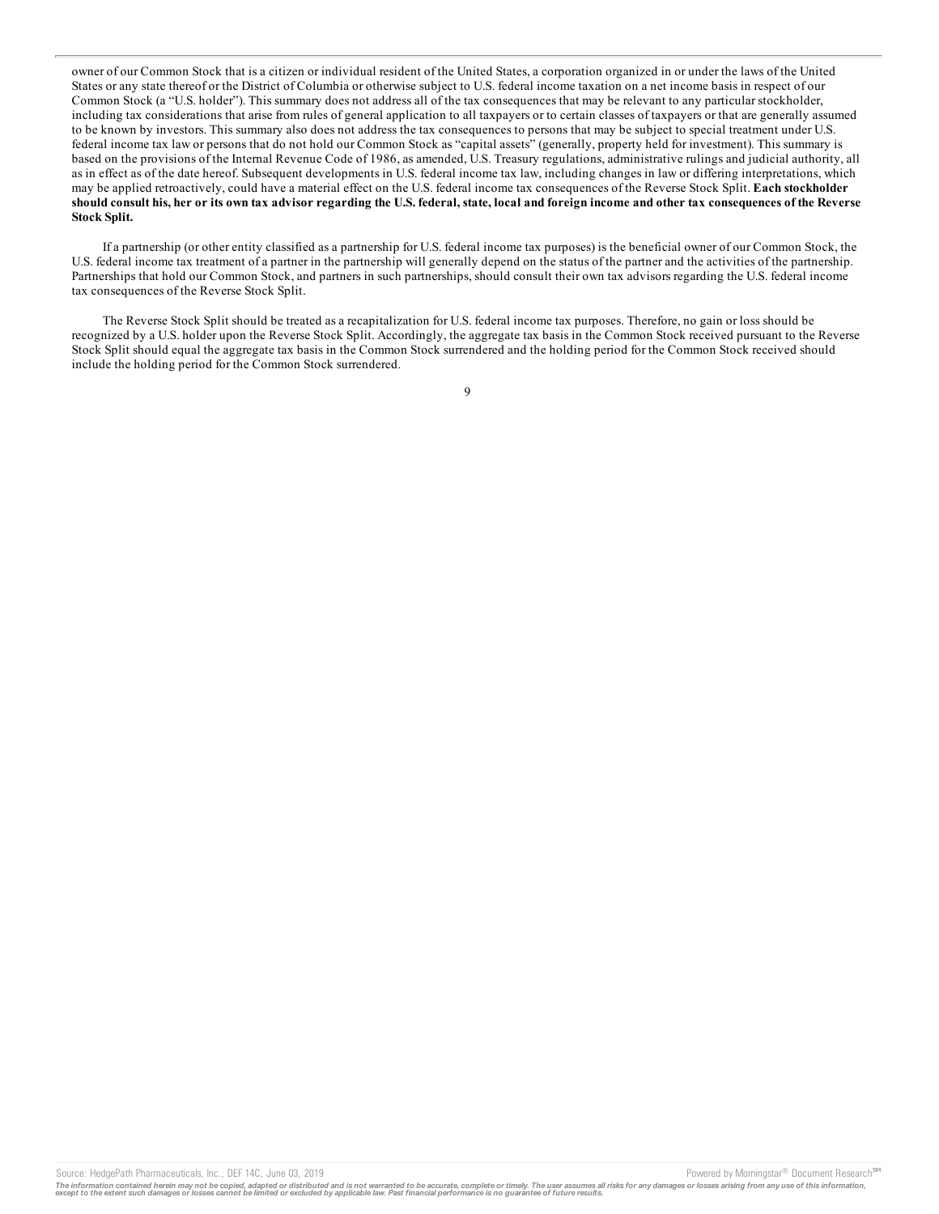owner of our Common Stock that is a citizen or individual resident of the United States, a corporation organized in or under the laws of the United States or any state thereof or the District of Columbia or otherwise subject to U.S. federal income taxation on a net income basis in respect of our Common Stock (a "U.S. holder"). This summary does not address all of the tax consequences that may be relevant to any particular stockholder, including tax considerations that arise from rules of general application to all taxpayers or to certain classes of taxpayers or that are generally assumed to be known by investors. This summary also does not address the tax consequences to persons that may be subject to special treatment under U.S. federal income tax law or persons that do not hold our Common Stock as "capital assets" (generally, property held for investment). This summary is based on the provisions of the Internal Revenue Code of 1986, as amended, U.S. Treasury regulations, administrative rulings and judicial authority, all as in effect as of the date hereof. Subsequent developments in U.S. federal income tax law, including changes in law or differing interpretations, which may be applied retroactively, could have a material effect on the U.S. federal income tax consequences of the Reverse Stock Split. **Each stockholder should consult his, her or its own tax advisor regarding the U.S. federal, state, local and foreign income and other tax consequences of the Reverse Stock Split.**

If a partnership (or other entity classified as a partnership for U.S. federal income tax purposes) is the beneficial owner of our Common Stock, the U.S. federal income tax treatment of a partner in the partnership will generally depend on the status of the partner and the activities of the partnership. Partnerships that hold our Common Stock, and partners in such partnerships, should consult their own tax advisors regarding the U.S. federal income tax consequences of the Reverse Stock Split.

The Reverse Stock Split should be treated as a recapitalization for U.S. federal income tax purposes. Therefore, no gain or loss should be recognized by a U.S. holder upon the Reverse Stock Split. Accordingly, the aggregate tax basis in the Common Stock received pursuant to the Reverse Stock Split should equal the aggregate tax basis in the Common Stock surrendered and the holding period for the Common Stock received should include the holding period for the Common Stock surrendered.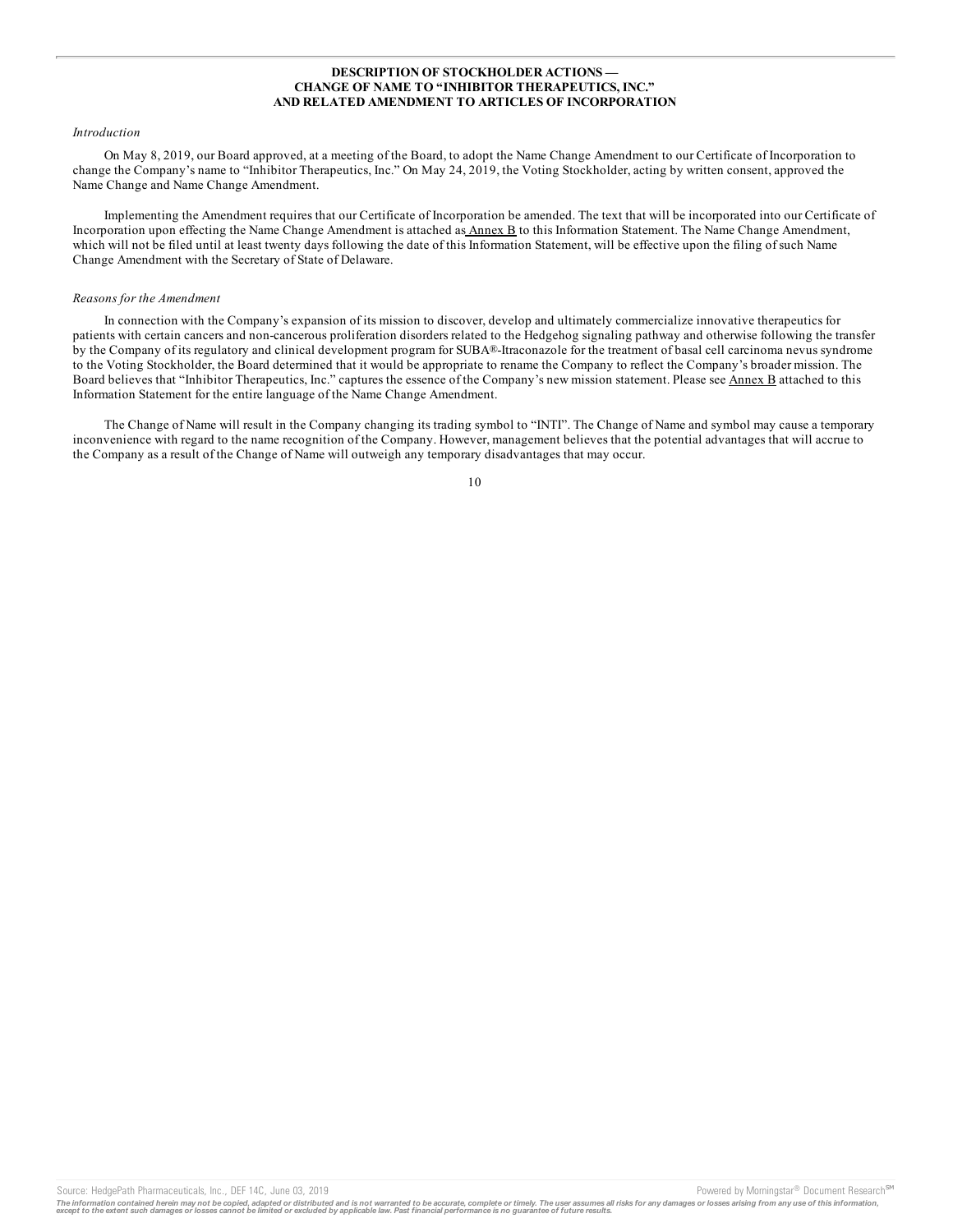## DESCRIPTION OF STOCKHOLDER ACTIONS — CHANGE OF NAME TO "INHIBITOR THERAPEUTICS, INC." AND RELATED AMENDMENT TO ARTICLES OF INCORPORATION

*Introduction*

On May 8, 2019, our Board approved, at a meeting of the Board, to adopt the Name Change Amendment to our Certificate of Incorporation to change the Company's name to "Inhibitor Therapeutics, Inc." On May 24, 2019, the Voting Stockholder, acting by written consent, approved the Name Change and Name Change Amendment.

Implementing the Amendment requires that our Certificate of Incorporation be amended. The text that will be incorporated into our Certificate of Incorporation upon effecting the Name Change Amendment is attached as Annex B to this Information Statement. The Name Change Amendment, which will not be filed until at least twenty days following the date of this Information Statement, will be effective upon the filing of such Name Change Amendment with the Secretary of State of Delaware.

*Reasons for the Amendment*

In connection with the Company's expansion of its mission to discover, develop and ultimately commercialize innovative therapeutics for patients with certain cancers and non-cancerous proliferation disorders related to the Hedgehog signaling pathway and otherwise following the transfer by the Company of its regulatory and clinical development program for SUBA®-Itraconazole for the treatment of basal cell carcinoma nevus syndrome to the Voting Stockholder, the Board determined that it would be appropriate to rename the Company to reflect the Company's broader mission. The Board believes that "Inhibitor Therapeutics, Inc." captures the essence of the Company's new mission statement. Please see Annex B attached to this Information Statement for the entire language of the Name Change Amendment.

The Change of Name will result in the Company changing its trading symbol to "INTI". The Change of Name and symbol may cause a temporary inconvenience with regard to the name recognition of the Company. However, management believes that the potential advantages that will accrue to the Company as a result of the Change of Name will outweigh any temporary disadvantages that may occur.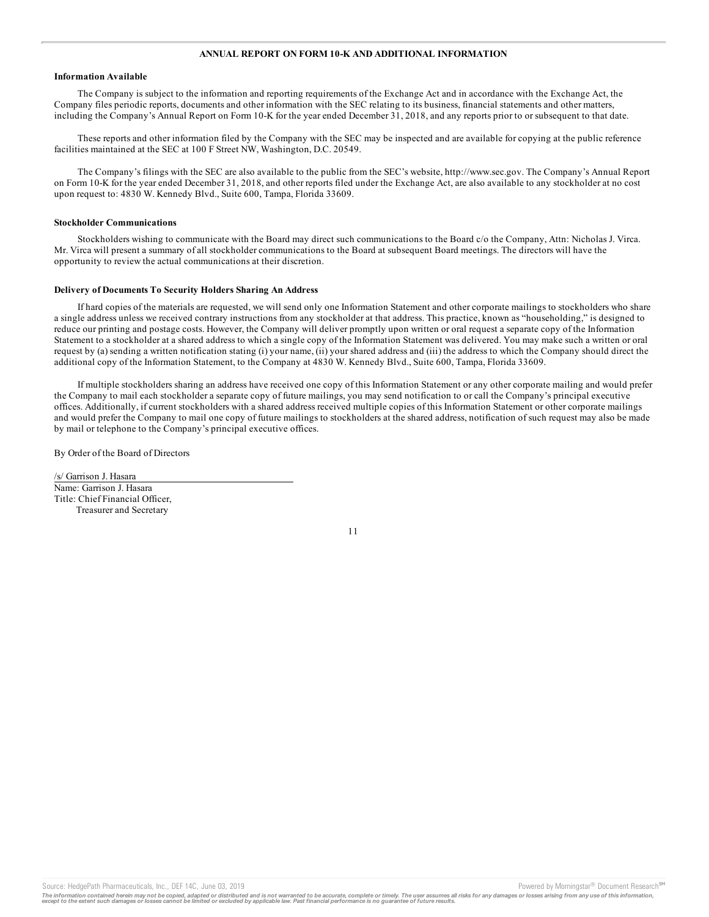## ANNUAL REPORT ON FORM 10-K AND ADDITIONAL INFORMATION

**Information Available**

The Company is subject to the information and reporting requirements of the Exchange Act and in accordance with the Exchange Act, the Company files periodic reports, documents and other information with the SEC relating to its business, financial statements and other matters, including the Company's Annual Report on Form 10-K for the year ended December 31, 2018, and any reports prior to or subsequent to that date.

These reports and other information filed by the Company with the SEC may be inspected and are available for copying at the public reference facilities maintained at the SEC at 100 F Street NW, Washington, D.C. 20549.

The Company's filings with the SEC are also available to the public from the SEC's website, http://www.sec.gov. The Company's Annual Report on Form 10-K for the year ended December 31, 2018, and other reports filed under the Exchange Act, are also available to any stockholder at no cost upon request to: 4830 W. Kennedy Blvd., Suite 600, Tampa, Florida 33609.

**Stockholder Communications**

Stockholders wishing to communicate with the Board may direct such communications to the Board c/o the Company, Attn: Nicholas J. Virca. Mr. Virca will present a summary of all stockholder communications to the Board at subsequent Board meetings. The directors will have the opportunity to review the actual communications at their discretion.

**Delivery of Documents To Security Holders Sharing An Address**

If hard copies of the materials are requested, we will send only one Information Statement and other corporate mailings to stockholders who share a single address unless we received contrary instructions from any stockholder at that address. This practice, known as "householding," is designed to reduce our printing and postage costs. However, the Company will deliver promptly upon written or oral request a separate copy of the Information Statement to a stockholder at a shared address to which a single copy of the Information Statement was delivered. You may make such a written or oral request by (a) sending a written notification stating (i) your name, (ii) your shared address and (iii) the address to which the Company should direct the additional copy of the Information Statement, to the Company at 4830 W. Kennedy Blvd., Suite 600, Tampa, Florida 33609.

If multiple stockholders sharing an address have received one copy of this Information Statement or any other corporate mailing and would prefer the Company to mail each stockholder a separate copy of future mailings, you may send notification to or call the Company's principal executive offices. Additionally, if current stockholders with a shared address received multiple copies of this Information Statement or other corporate mailings and would prefer the Company to mail one copy of future mailings to stockholders at the shared address, notification of such request may also be made by mail or telephone to the Company's principal executive offices.

By Order of the Board of Directors

/s/ Garrison J. Hasara
Name: Garrison J. Hasara
Title: Chief Financial Officer,
Treasurer and Secretary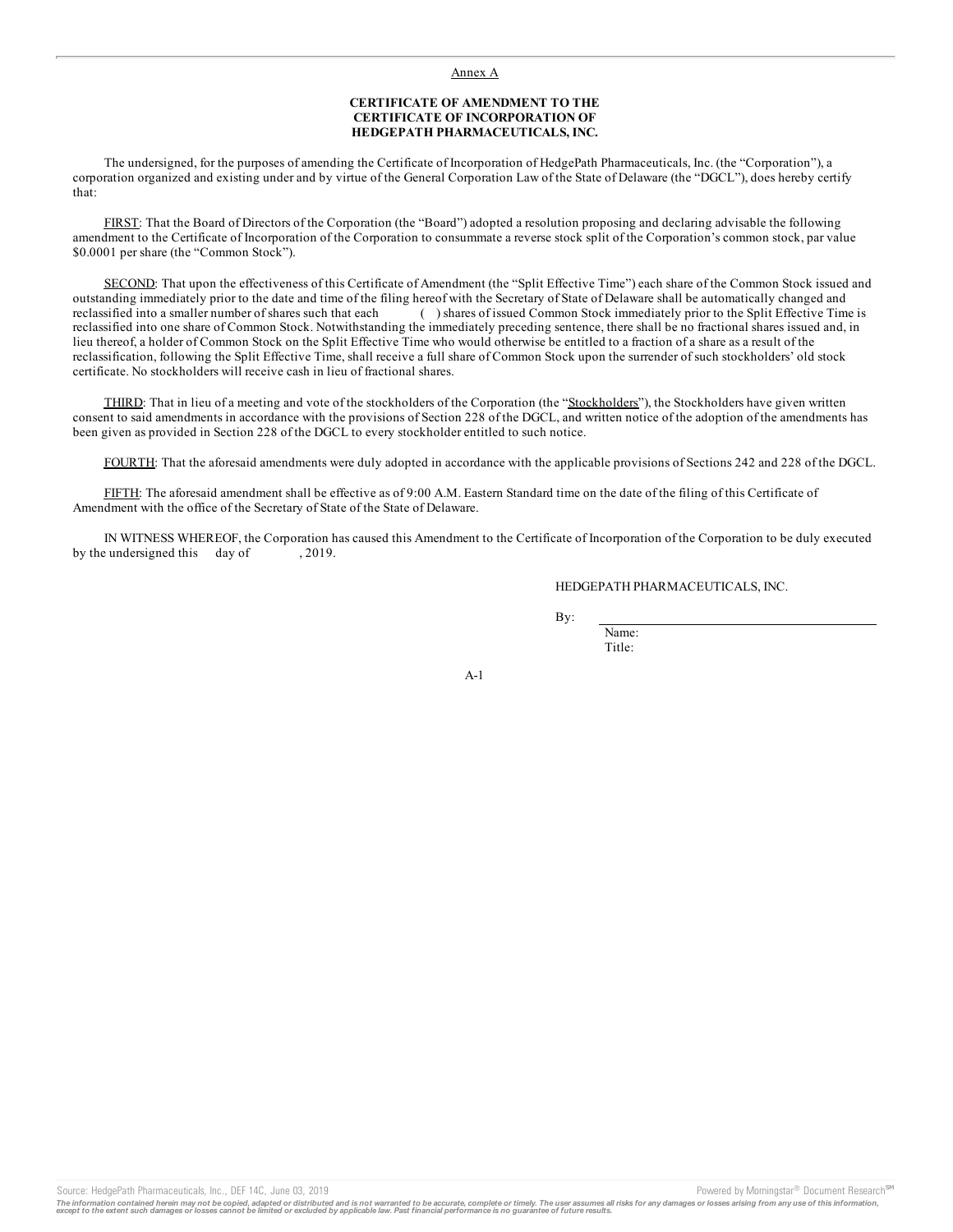Annex A

**CERTIFICATE OF AMENDMENT TO THE CERTIFICATE OF INCORPORATION OF HEDGEPATH PHARMACEUTICALS, INC.**

The undersigned, for the purposes of amending the Certificate of Incorporation of HedgePath Pharmaceuticals, Inc. (the "Corporation"), a corporation organized and existing under and by virtue of the General Corporation Law of the State of Delaware (the "DGCL"), does hereby certify that:

FIRST: That the Board of Directors of the Corporation (the "Board") adopted a resolution proposing and declaring advisable the following amendment to the Certificate of Incorporation of the Corporation to consummate a reverse stock split of the Corporation's common stock, par value $0.0001 per share (the "Common Stock").

SECOND: That upon the effectiveness of this Certificate of Amendment (the "Split Effective Time") each share of the Common Stock issued and outstanding immediately prior to the date and time of the filing hereof with the Secretary of State of Delaware shall be automatically changed and reclassified into a smaller number of shares such that each ( ) shares of issued Common Stock immediately prior to the Split Effective Time is reclassified into one share of Common Stock. Notwithstanding the immediately preceding sentence, there shall be no fractional shares issued and, in lieu thereof, a holder of Common Stock on the Split Effective Time who would otherwise be entitled to a fraction of a share as a result of the reclassification, following the Split Effective Time, shall receive a full share of Common Stock upon the surrender of such stockholders' old stock certificate. No stockholders will receive cash in lieu of fractional shares.

THIRD: That in lieu of a meeting and vote of the stockholders of the Corporation (the "Stockholders"), the Stockholders have given written consent to said amendments in accordance with the provisions of Section 228 of the DGCL, and written notice of the adoption of the amendments has been given as provided in Section 228 of the DGCL to every stockholder entitled to such notice.

FOURTH: That the aforesaid amendments were duly adopted in accordance with the applicable provisions of Sections 242 and 228 of the DGCL.

FIFTH: The aforesaid amendment shall be effective as of 9:00 A.M. Eastern Standard time on the date of the filing of this Certificate of Amendment with the office of the Secretary of State of the State of Delaware.

IN WITNESS WHEREOF, the Corporation has caused this Amendment to the Certificate of Incorporation of the Corporation to be duly executed by the undersigned this day of , 2019.

HEDGEPATH PHARMACEUTICALS, INC.

By: \_\_\_\_\_\_\_\_\_\_\_\_\_\_\_\_\_\_\_\_\_\_\_\_\_\_\_\_\_\_

Name:
Title: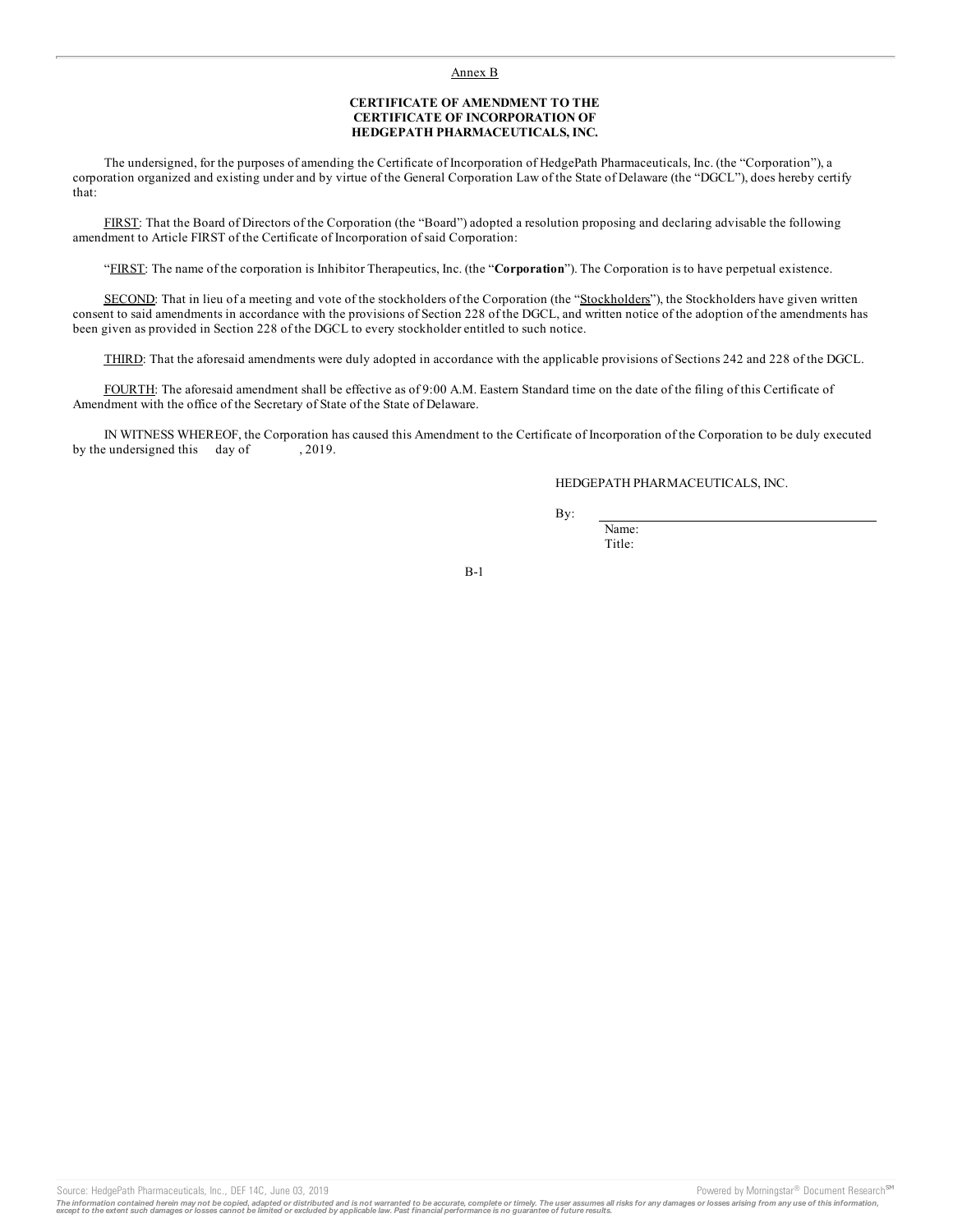Annex B

**CERTIFICATE OF AMENDMENT TO THE CERTIFICATE OF INCORPORATION OF HEDGEPATH PHARMACEUTICALS, INC.**

The undersigned, for the purposes of amending the Certificate of Incorporation of HedgePath Pharmaceuticals, Inc. (the "Corporation"), a corporation organized and existing under and by virtue of the General Corporation Law of the State of Delaware (the "DGCL"), does hereby certify that:

FIRST: That the Board of Directors of the Corporation (the "Board") adopted a resolution proposing and declaring advisable the following amendment to Article FIRST of the Certificate of Incorporation of said Corporation:

"FIRST: The name of the corporation is Inhibitor Therapeutics, Inc. (the "**Corporation**"). The Corporation is to have perpetual existence.

SECOND: That in lieu of a meeting and vote of the stockholders of the Corporation (the "Stockholders"), the Stockholders have given written consent to said amendments in accordance with the provisions of Section 228 of the DGCL, and written notice of the adoption of the amendments has been given as provided in Section 228 of the DGCL to every stockholder entitled to such notice.

THIRD: That the aforesaid amendments were duly adopted in accordance with the applicable provisions of Sections 242 and 228 of the DGCL.

FOURTH: The aforesaid amendment shall be effective as of 9:00 A.M. Eastern Standard time on the date of the filing of this Certificate of Amendment with the office of the Secretary of State of the State of Delaware.

IN WITNESS WHEREOF, the Corporation has caused this Amendment to the Certificate of Incorporation of the Corporation to be duly executed by the undersigned this day of , 2019.

HEDGEPATH PHARMACEUTICALS, INC.

By: \_\_\_\_\_\_\_\_\_\_\_\_\_\_\_\_\_\_\_\_\_\_\_\_\_\_\_\_

Name:

Title: